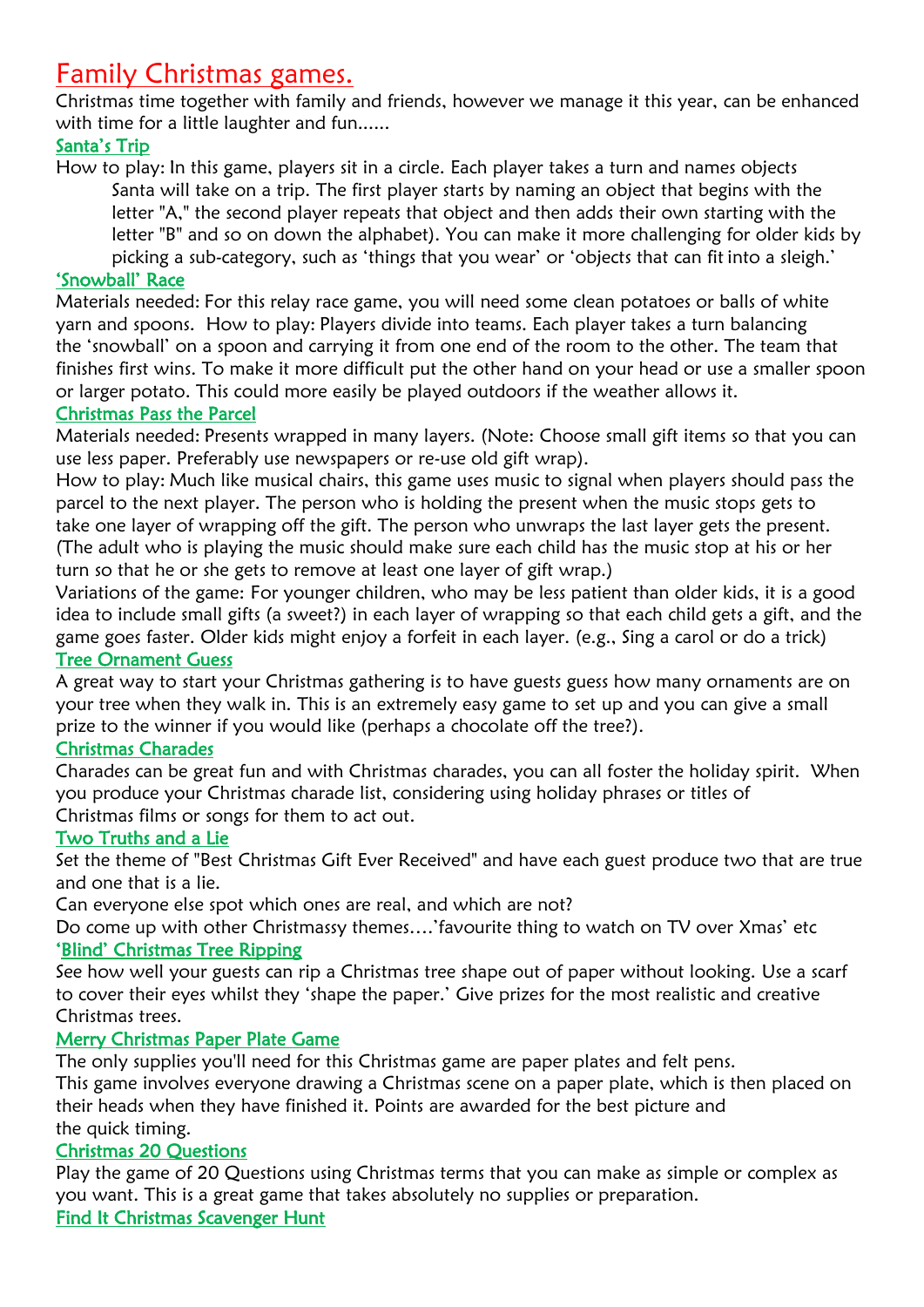# Family Christmas games.

Christmas time together with family and friends, however we manage it this year, can be enhanced with time for a little laughter and fun......

## Santa's Trip

How to play: In this game, players sit in a circle. Each player takes a turn and names objects Santa will take on a trip. The first player starts by naming an object that begins with the letter "A," the second player repeats that object and then adds their own starting with the letter "B" and so on down the alphabet). You can make it more challenging for older kids by picking a sub-category, such as 'things that you wear' or 'objects that can fit into a sleigh.'

## 'Snowball' Race

Materials needed: For this relay race game, you will need some clean potatoes or balls of white yarn and spoons. How to play: Players divide into teams. Each player takes a turn balancing the 'snowball' on a spoon and carrying it from one end of the room to the other. The team that finishes first wins. To make it more difficult put the other hand on your head or use a smaller spoon or larger potato. This could more easily be played outdoors if the weather allows it.

## Christmas Pass the Parcel

Materials needed: Presents wrapped in many layers. (Note: Choose small gift items so that you can use less paper. Preferably use newspapers or re-use old gift wrap).

How to play: Much like musical chairs, this game uses music to signal when players should pass the parcel to the next player. The person who is holding the present when the music stops gets to take one layer of wrapping off the gift. The person who unwraps the last layer gets the present. (The adult who is playing the music should make sure each child has the music stop at his or her turn so that he or she gets to remove at least one layer of gift wrap.)

Variations of the game: For younger children, who may be less patient than older kids, it is a good idea to include small gifts (a sweet?) in each layer of wrapping so that each child gets a gift, and the game goes faster. Older kids might enjoy a forfeit in each layer. (e.g., Sing a carol or do a trick)

## Tree Ornament Guess

A great way to start your Christmas gathering is to have guests guess how many ornaments are on your tree when they walk in. This is an extremely easy game to set up and you can give a small prize to the winner if you would like (perhaps a chocolate off the tree?).

## Christmas Charades

Charades can be great fun and with Christmas charades, you can all foster the holiday spirit. When you produce your Christmas charade list, considering using holiday phrases or titles of Christmas films or songs for them to act out.

## Two Truths and a Lie

Set the theme of "Best Christmas Gift Ever Received" and have each guest produce two that are true and one that is a lie.

Can everyone else spot which ones are real, and which are not?

Do come up with other Christmassy themes….'favourite thing to watch on TV over Xmas' etc

## 'Blind' Christmas Tree Ripping

See how well your guests can rip a Christmas tree shape out of paper without looking. Use a scarf to cover their eyes whilst they 'shape the paper.' Give prizes for the most realistic and creative Christmas trees.

## Merry Christmas Paper Plate Game

The only supplies you'll need for this Christmas game are paper plates and felt pens.

This game involves everyone drawing a Christmas scene on a paper plate, which is then placed on their heads when they have finished it. Points are awarded for the best picture and the quick timing.

## Christmas 20 Questions

Play the game of 20 Questions using Christmas terms that you can make as simple or complex as you want. This is a great game that takes absolutely no supplies or preparation.

## Find It Christmas Scavenger Hunt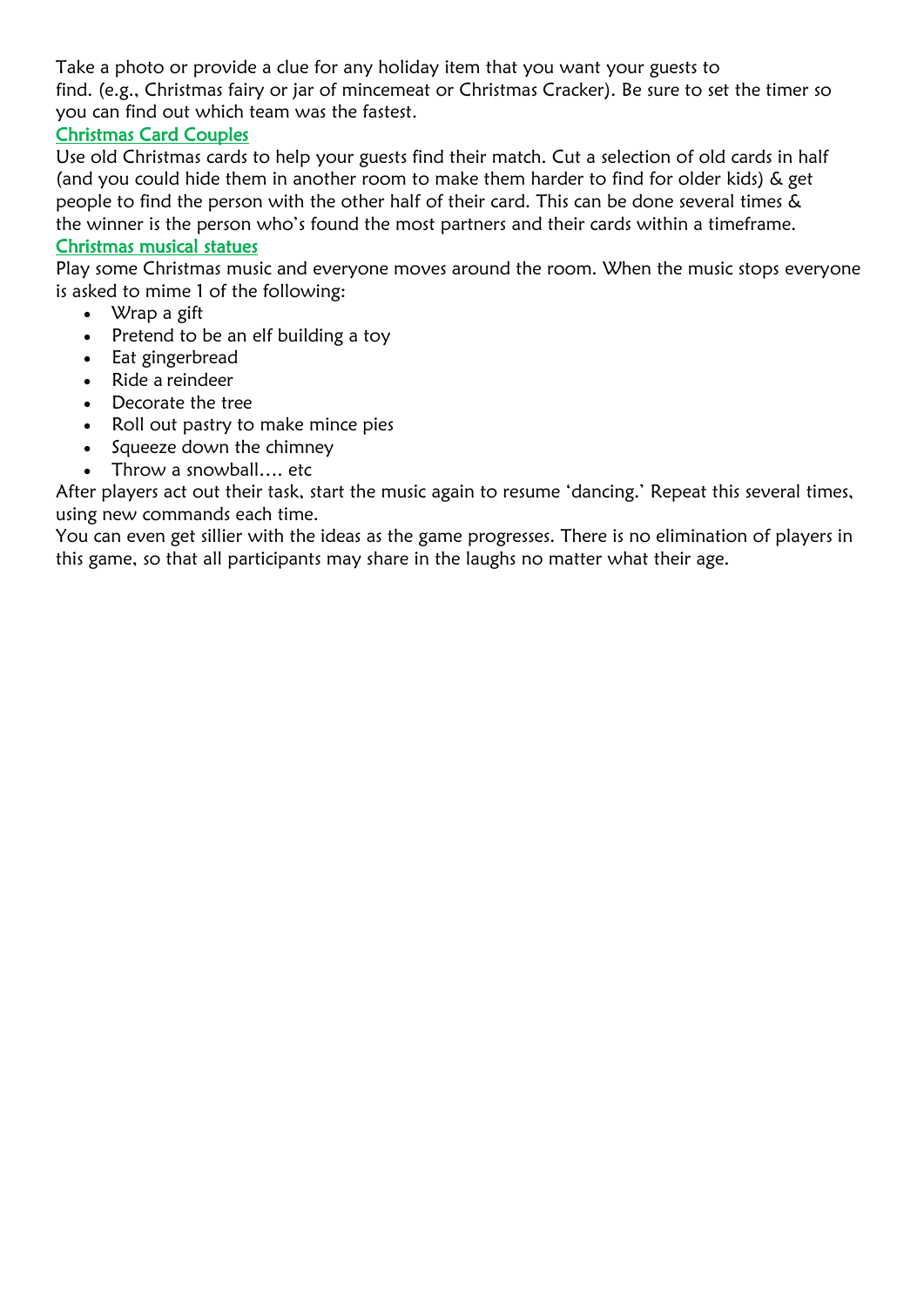Take a photo or provide a clue for any holiday item that you want your guests to find. (e.g., Christmas fairy or jar of mincemeat or Christmas Cracker). Be sure to set the timer so you can find out which team was the fastest.

### Christmas Card Couples

Use old Christmas cards to help your guests find their match. Cut a selection of old cards in half (and you could hide them in another room to make them harder to find for older kids) & get people to find the person with the other half of their card. This can be done several times & the winner is the person who's found the most partners and their cards within a timeframe.

### Christmas musical statues

Play some Christmas music and everyone moves around the room. When the music stops everyone is asked to mime 1 of the following:

- Wrap a gift
- Pretend to be an elf building a toy
- Eat gingerbread
- Ride a reindeer
- Decorate the tree
- Roll out pastry to make mince pies
- Squeeze down the chimney
- Throw a snowball…. etc

After players act out their task, start the music again to resume 'dancing.' Repeat this several times, using new commands each time.

You can even get sillier with the ideas as the game progresses. There is no elimination of players in this game, so that all participants may share in the laughs no matter what their age.